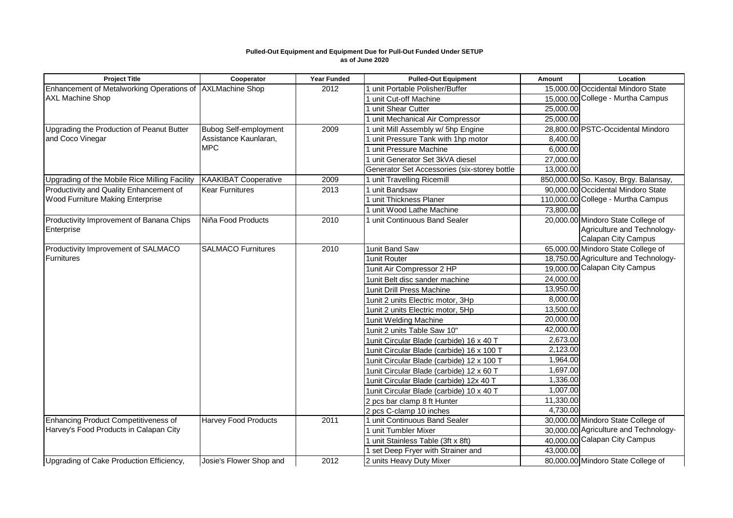**Pulled-Out Equipment and Equipment Due for Pull-Out Funded Under SETUP**
**as of June 2020**

| Project Title | Cooperator | Year Funded | Pulled-Out Equipment | Amount | Location |
|---|---|---|---|---|---|
| Enhancement of Metalworking Operations of AXL Machine Shop | AXLMachine Shop | 2012 | 1 unit Portable Polisher/Buffer | 15,000.00 | Occidental Mindoro State College - Murtha Campus |
| | | | 1 unit Cut-off Machine | 15,000.00 | |
| | | | 1 unit Shear Cutter | 25,000.00 | |
| | | | 1 unit Mechanical Air Compressor | 25,000.00 | |
| Upgrading the Production of Peanut Butter and Coco Vinegar | Bubog Self-employment Assistance Kaunlaran, MPC | 2009 | 1 unit Mill Assembly w/ 5hp Engine | 28,800.00 | PSTC-Occidental Mindoro |
| | | | 1 unit Pressure Tank with 1hp motor | 8,400.00 | |
| | | | 1 unit Pressure Machine | 6,000.00 | |
| | | | 1 unit Generator Set 3kVA diesel | 27,000.00 | |
| | | | Generator Set Accessories (six-storey bottle | 13,000.00 | |
| Upgrading of the Mobile Rice Milling Facility | KAAKIBAT Cooperative | 2009 | 1 unit Travelling Ricemill | 850,000.00 | So. Kasoy, Brgy. Balansay, |
| Productivity and Quality Enhancement of Wood Furniture Making Enterprise | Kear Furnitures | 2013 | 1 unit Bandsaw | 90,000.00 | Occidental Mindoro State College - Murtha Campus |
| | | | 1 unit Thickness Planer | 110,000.00 | |
| | | | 1 unit Wood Lathe Machine | 73,800.00 | |
| Productivity Improvement of Banana Chips Enterprise | Niña Food Products | 2010 | 1 unit Continuous Band Sealer | 20,000.00 | Mindoro State College of Agriculture and Technology- Calapan City Campus |
| Productivity Improvement of SALMACO Furnitures | SALMACO Furnitures | 2010 | 1unit Band Saw | 65,000.00 | Mindoro State College of Agriculture and Technology- Calapan City Campus |
| | | | 1unit Router | 18,750.00 | |
| | | | 1unit Air Compressor 2 HP | 19,000.00 | |
| | | | 1unit Belt disc sander machine | 24,000.00 | |
| | | | 1unit Drill Press Machine | 13,950.00 | |
| | | | 1unit 2 units Electric motor, 3Hp | 8,000.00 | |
| | | | 1unit 2 units Electric motor, 5Hp | 13,500.00 | |
| | | | 1unit Welding Machine | 20,000.00 | |
| | | | 1unit 2 units Table Saw 10" | 42,000.00 | |
| | | | 1unit Circular Blade (carbide) 16 x 40 T | 2,673.00 | |
| | | | 1unit Circular Blade (carbide) 16 x 100 T | 2,123.00 | |
| | | | 1unit Circular Blade (carbide) 12 x 100 T | 1,964.00 | |
| | | | 1unit Circular Blade (carbide) 12 x 60 T | 1,697.00 | |
| | | | 1unit Circular Blade (carbide) 12x 40 T | 1,336.00 | |
| | | | 1unit Circular Blade (carbide) 10 x 40 T | 1,007.00 | |
| | | | 2 pcs bar clamp 8 ft Hunter | 11,330.00 | |
| | | | 2 pcs C-clamp 10 inches | 4,730.00 | |
| Enhancing Product Competitiveness of Harvey's Food Products in Calapan City | Harvey Food Products | 2011 | 1 unit Continuous Band Sealer | 30,000.00 | Mindoro State College of Agriculture and Technology- Calapan City Campus |
| | | | 1 unit Tumbler Mixer | 30,000.00 | |
| | | | 1 unit Stainless Table (3ft x 8ft) | 40,000.00 | |
| | | | 1 set Deep Fryer with Strainer and | 43,000.00 | |
| Upgrading of Cake Production Efficiency, | Josie's Flower Shop and | 2012 | 2 units Heavy Duty Mixer | 80,000.00 | Mindoro State College of |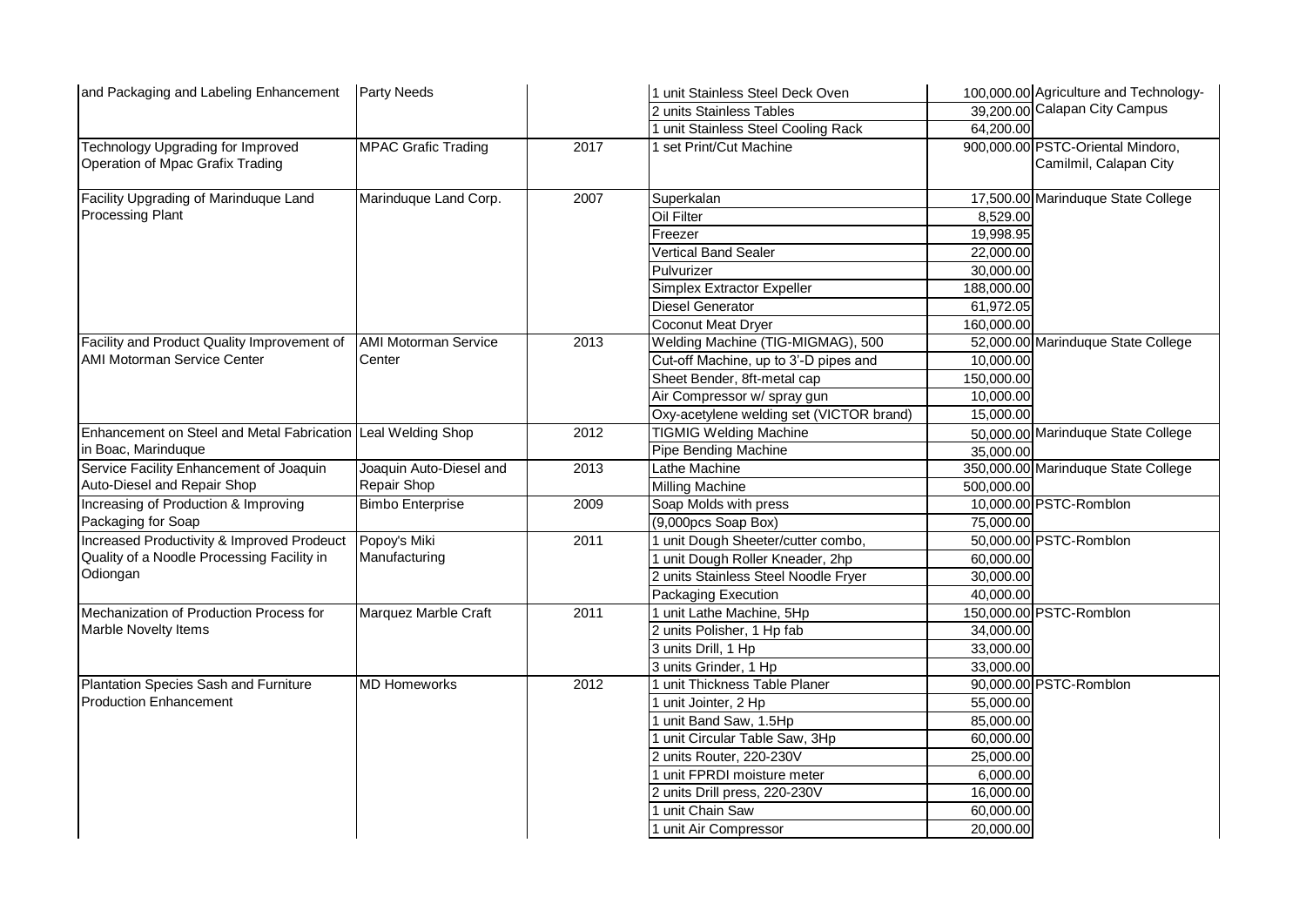| | | | | | |
|---|---|---|---|---|---|
| and Packaging and Labeling Enhancement | Party Needs | | 1 unit Stainless Steel Deck Oven | 100,000.00 | Agriculture and Technology-Calapan City Campus |
| | | | 2 units Stainless Tables | 39,200.00 | |
| | | | 1 unit Stainless Steel Cooling Rack | 64,200.00 | |
| Technology Upgrading for Improved Operation of Mpac Grafix Trading | MPAC Grafic Trading | 2017 | 1 set Print/Cut Machine | 900,000.00 | PSTC-Oriental Mindoro, Camilmil, Calapan City |
| Facility Upgrading of Marinduque Land Processing Plant | Marinduque Land Corp. | 2007 | Superkalan | 17,500.00 | Marinduque State College |
| | | | Oil Filter | 8,529.00 | |
| | | | Freezer | 19,998.95 | |
| | | | Vertical Band Sealer | 22,000.00 | |
| | | | Pulvurizer | 30,000.00 | |
| | | | Simplex Extractor Expeller | 188,000.00 | |
| | | | Diesel Generator | 61,972.05 | |
| | | | Coconut Meat Dryer | 160,000.00 | |
| Facility and Product Quality Improvement of AMI Motorman Service Center | AMI Motorman Service Center | 2013 | Welding Machine (TIG-MIGMAG), 500 | 52,000.00 | Marinduque State College |
| | | | Cut-off Machine, up to 3'-D pipes and | 10,000.00 | |
| | | | Sheet Bender, 8ft-metal cap | 150,000.00 | |
| | | | Air Compressor w/ spray gun | 10,000.00 | |
| | | | Oxy-acetylene welding set (VICTOR brand) | 15,000.00 | |
| Enhancement on Steel and Metal Fabrication in Boac, Marinduque | Leal Welding Shop | 2012 | TIGMIG Welding Machine | 50,000.00 | Marinduque State College |
| | | | Pipe Bending Machine | 35,000.00 | |
| Service Facility Enhancement of Joaquin Auto-Diesel and Repair Shop | Joaquin Auto-Diesel and Repair Shop | 2013 | Lathe Machine | 350,000.00 | Marinduque State College |
| | | | Milling Machine | 500,000.00 | |
| Increasing of Production & Improving Packaging for Soap | Bimbo Enterprise | 2009 | Soap Molds with press | 10,000.00 | PSTC-Romblon |
| | | | (9,000pcs Soap Box) | 75,000.00 | |
| Increased Productivity & Improved Prodeuct Quality of a Noodle Processing Facility in Odiongan | Popoy's Miki Manufacturing | 2011 | 1 unit Dough Sheeter/cutter combo, | 50,000.00 | PSTC-Romblon |
| | | | 1 unit Dough Roller Kneader, 2hp | 60,000.00 | |
| | | | 2 units Stainless Steel Noodle Fryer | 30,000.00 | |
| | | | Packaging Execution | 40,000.00 | |
| Mechanization of Production Process for Marble Novelty Items | Marquez Marble Craft | 2011 | 1 unit Lathe Machine, 5Hp | 150,000.00 | PSTC-Romblon |
| | | | 2 units Polisher, 1 Hp fab | 34,000.00 | |
| | | | 3 units Drill, 1 Hp | 33,000.00 | |
| | | | 3 units Grinder, 1 Hp | 33,000.00 | |
| Plantation Species Sash and Furniture Production Enhancement | MD Homeworks | 2012 | 1 unit Thickness Table Planer | 90,000.00 | PSTC-Romblon |
| | | | 1 unit Jointer, 2 Hp | 55,000.00 | |
| | | | 1 unit Band Saw, 1.5Hp | 85,000.00 | |
| | | | 1 unit Circular Table Saw, 3Hp | 60,000.00 | |
| | | | 2 units Router, 220-230V | 25,000.00 | |
| | | | 1 unit FPRDI moisture meter | 6,000.00 | |
| | | | 2 units Drill press, 220-230V | 16,000.00 | |
| | | | 1 unit Chain Saw | 60,000.00 | |
| | | | 1 unit Air Compressor | 20,000.00 | |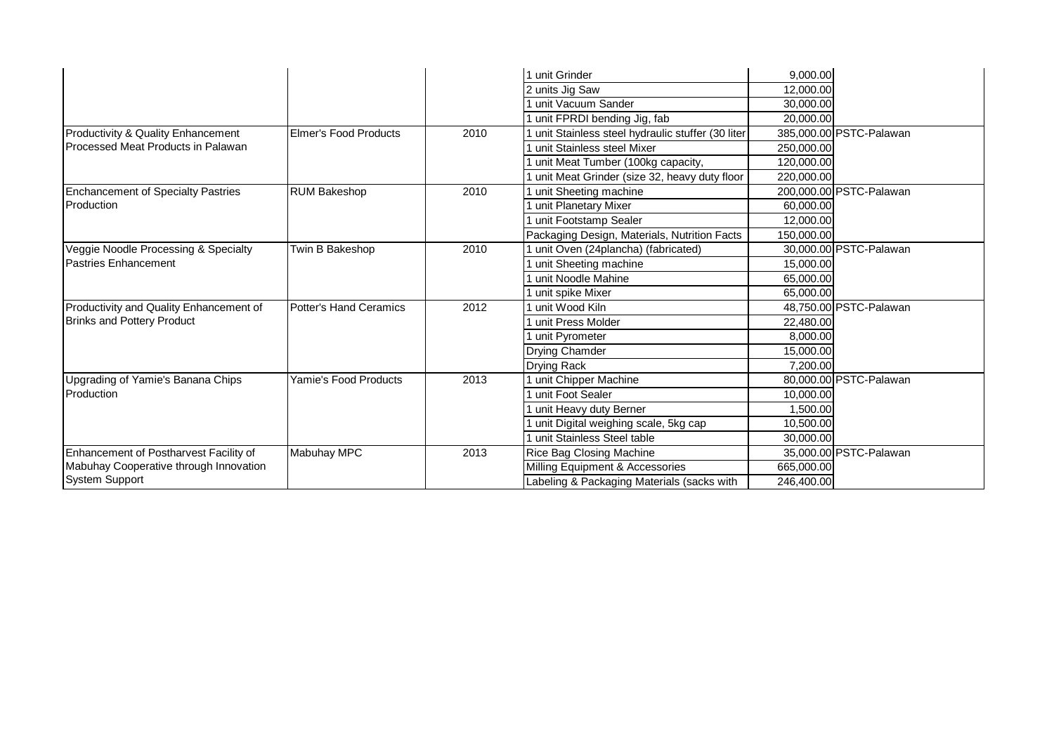| | | | | | |
|---|---|---|---|---|---|
| | | | 1 unit Grinder | 9,000.00 | |
| | | | 2 units Jig Saw | 12,000.00 | |
| | | | 1 unit Vacuum Sander | 30,000.00 | |
| | | | 1 unit FPRDI bending Jig, fab | 20,000.00 | |
| Productivity & Quality Enhancement Processed Meat Products in Palawan | Elmer's Food Products | 2010 | 1 unit Stainless steel hydraulic stuffer (30 liter | 385,000.00 | PSTC-Palawan |
| | | | 1 unit Stainless steel Mixer | 250,000.00 | |
| | | | 1 unit Meat Tumber (100kg capacity, | 120,000.00 | |
| | | | 1 unit Meat Grinder (size 32, heavy duty floor | 220,000.00 | |
| Enchancement of Specialty Pastries Production | RUM Bakeshop | 2010 | 1 unit Sheeting machine | 200,000.00 | PSTC-Palawan |
| | | | 1 unit Planetary Mixer | 60,000.00 | |
| | | | 1 unit Footstamp Sealer | 12,000.00 | |
| | | | Packaging Design, Materials, Nutrition Facts | 150,000.00 | |
| Veggie Noodle Processing & Specialty Pastries Enhancement | Twin B Bakeshop | 2010 | 1 unit Oven (24plancha) (fabricated) | 30,000.00 | PSTC-Palawan |
| | | | 1 unit Sheeting machine | 15,000.00 | |
| | | | 1 unit Noodle Mahine | 65,000.00 | |
| | | | 1 unit spike Mixer | 65,000.00 | |
| Productivity and Quality Enhancement of Brinks and Pottery Product | Potter's Hand Ceramics | 2012 | 1 unit Wood Kiln | 48,750.00 | PSTC-Palawan |
| | | | 1 unit Press Molder | 22,480.00 | |
| | | | 1 unit Pyrometer | 8,000.00 | |
| | | | Drying Chamder | 15,000.00 | |
| | | | Drying Rack | 7,200.00 | |
| Upgrading of Yamie's Banana Chips Production | Yamie's Food Products | 2013 | 1 unit Chipper Machine | 80,000.00 | PSTC-Palawan |
| | | | 1 unit Foot Sealer | 10,000.00 | |
| | | | 1 unit Heavy duty Berner | 1,500.00 | |
| | | | 1 unit Digital weighing scale, 5kg cap | 10,500.00 | |
| | | | 1 unit Stainless Steel table | 30,000.00 | |
| Enhancement of Postharvest Facility of Mabuhay Cooperative through Innovation System Support | Mabuhay MPC | 2013 | Rice Bag Closing Machine | 35,000.00 | PSTC-Palawan |
| | | | Milling Equipment & Accessories | 665,000.00 | |
| | | | Labeling & Packaging Materials (sacks with | 246,400.00 | |